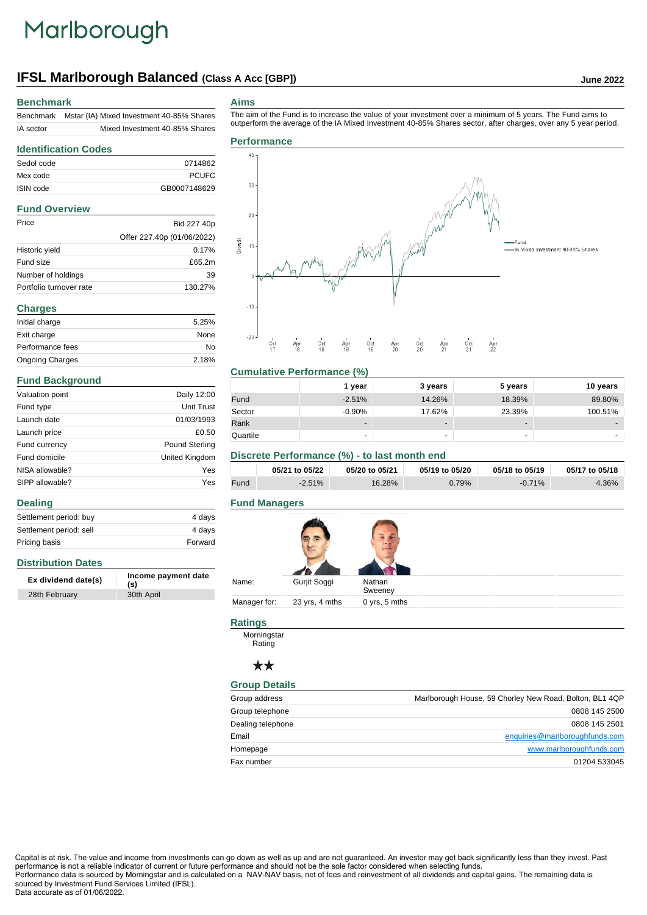# Marlborough

## IFSL Marlborough Balanced (Class A Acc [GBP])

June 2022

### Benchmark

| | |
|---|---|
| Benchmark | Mstar (IA) Mixed Investment 40-85% Shares |
| IA sector | Mixed Investment 40-85% Shares |

### Identification Codes

| | |
|---|---|
| Sedol code | 0714862 |
| Mex code | PCUFC |
| ISIN code | GB0007148629 |

### Fund Overview

| | |
|---|---|
| Price | Bid 227.40p |
| | Offer 227.40p (01/06/2022) |
| Historic yield | 0.17% |
| Fund size | £65.2m |
| Number of holdings | 39 |
| Portfolio turnover rate | 130.27% |

### Charges

| | |
|---|---|
| Initial charge | 5.25% |
| Exit charge | None |
| Performance fees | No |
| Ongoing Charges | 2.18% |

### Fund Background

| | |
|---|---|
| Valuation point | Daily 12:00 |
| Fund type | Unit Trust |
| Launch date | 01/03/1993 |
| Launch price | £0.50 |
| Fund currency | Pound Sterling |
| Fund domicile | United Kingdom |
| NISA allowable? | Yes |
| SIPP allowable? | Yes |

### Dealing

| | |
|---|---|
| Settlement period: buy | 4 days |
| Settlement period: sell | 4 days |
| Pricing basis | Forward |

### Distribution Dates

| Ex dividend date(s) | Income payment date (s) |
|---|---|
| 28th February | 30th April |

### Aims

The aim of the Fund is to increase the value of your investment over a minimum of 5 years. The Fund aims to outperform the average of the IA Mixed Investment 40-85% Shares sector, after charges, over any 5 year period.

### Performance

Fund
IA Mixed Investment 40-85% Shares

### Cumulative Performance (%)

| | 1 year | 3 years | 5 years | 10 years |
|---|---|---|---|---|
| Fund | -2.51% | 14.26% | 18.39% | 89.80% |
| Sector | -0.90% | 17.62% | 23.39% | 100.51% |
| Rank | - | - | - | - |
| Quartile | - | - | - | - |

### Discrete Performance (%) - to last month end

| | 05/21 to 05/22 | 05/20 to 05/21 | 05/19 to 05/20 | 05/18 to 05/19 | 05/17 to 05/18 |
|---|---|---|---|---|---|
| Fund | -2.51% | 16.28% | 0.79% | -0.71% | 4.36% |

### Fund Managers

| | | |
|---|---|---|
| Name: | Gurjit Soggi | Nathan Sweeney |
| Manager for: | 23 yrs, 4 mths | 0 yrs, 5 mths |

### Ratings

Morningstar Rating

★★

### Group Details

| | |
|---|---|
| Group address | Marlborough House, 59 Chorley New Road, Bolton, BL1 4QP |
| Group telephone | 0808 145 2500 |
| Dealing telephone | 0808 145 2501 |
| Email | enquiries@marlboroughfunds.com |
| Homepage | www.marlboroughfunds.com |
| Fax number | 01204 533045 |

Capital is at risk. The value and income from investments can go down as well as up and are not guaranteed. An investor may get back significantly less than they invest. Past performance is not a reliable indicator of current or future performance and should not be the sole factor considered when selecting funds.
Performance data is sourced by Morningstar and is calculated on a NAV-NAV basis, net of fees and reinvestment of all dividends and capital gains. The remaining data is sourced by Investment Fund Services Limited (IFSL).
Data accurate as of 01/06/2022.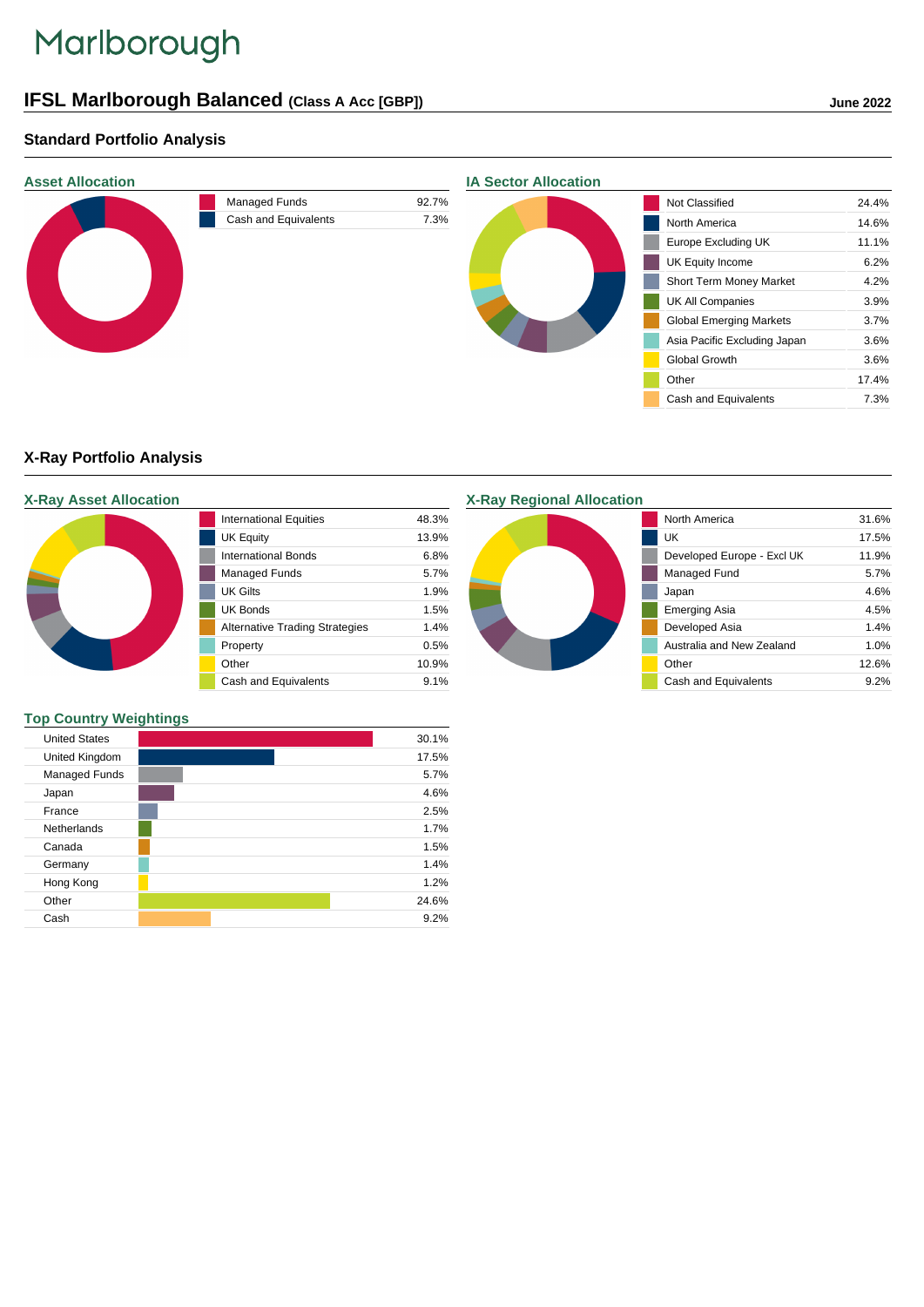Marlborough

# IFSL Marlborough Balanced (Class A Acc [GBP])

June 2022

## Standard Portfolio Analysis

### Asset Allocation

| Asset | % |
|---|---|
| Managed Funds | 92.7% |
| Cash and Equivalents | 7.3% |

### IA Sector Allocation

| Sector | % |
|---|---|
| Not Classified | 24.4% |
| North America | 14.6% |
| Europe Excluding UK | 11.1% |
| UK Equity Income | 6.2% |
| Short Term Money Market | 4.2% |
| UK All Companies | 3.9% |
| Global Emerging Markets | 3.7% |
| Asia Pacific Excluding Japan | 3.6% |
| Global Growth | 3.6% |
| Other | 17.4% |
| Cash and Equivalents | 7.3% |

## X-Ray Portfolio Analysis

### X-Ray Asset Allocation

| Asset | % |
|---|---|
| International Equities | 48.3% |
| UK Equity | 13.9% |
| International Bonds | 6.8% |
| Managed Funds | 5.7% |
| UK Gilts | 1.9% |
| UK Bonds | 1.5% |
| Alternative Trading Strategies | 1.4% |
| Property | 0.5% |
| Other | 10.9% |
| Cash and Equivalents | 9.1% |

### X-Ray Regional Allocation

| Region | % |
|---|---|
| North America | 31.6% |
| UK | 17.5% |
| Developed Europe - Excl UK | 11.9% |
| Managed Fund | 5.7% |
| Japan | 4.6% |
| Emerging Asia | 4.5% |
| Developed Asia | 1.4% |
| Australia and New Zealand | 1.0% |
| Other | 12.6% |
| Cash and Equivalents | 9.2% |

### Top Country Weightings

| Country | % |
|---|---|
| United States | 30.1% |
| United Kingdom | 17.5% |
| Managed Funds | 5.7% |
| Japan | 4.6% |
| France | 2.5% |
| Netherlands | 1.7% |
| Canada | 1.5% |
| Germany | 1.4% |
| Hong Kong | 1.2% |
| Other | 24.6% |
| Cash | 9.2% |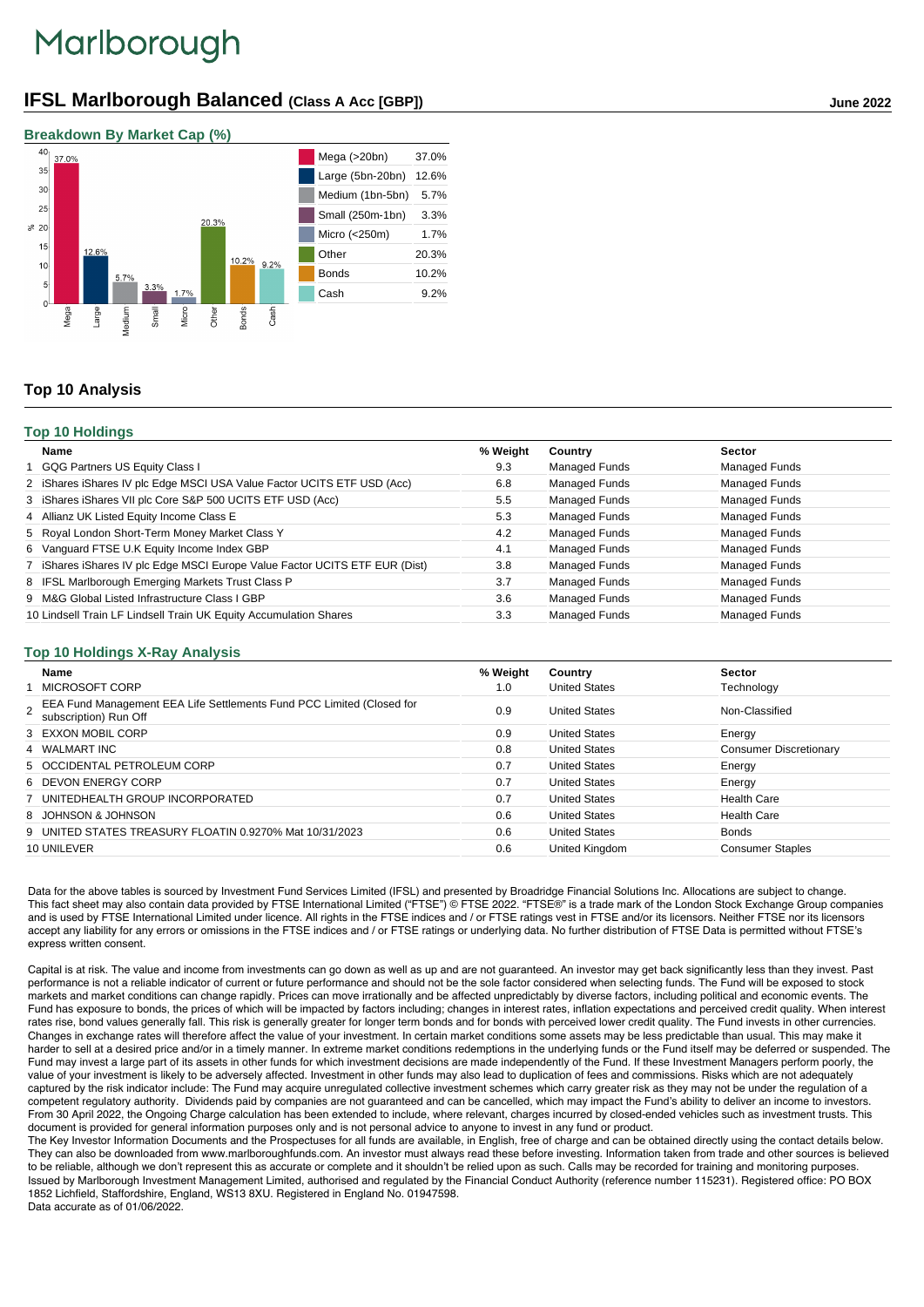# Marlborough

## IFSL Marlborough Balanced (Class A Acc [GBP])

June 2022

### Breakdown By Market Cap (%)

40
35
30
25
% 20
15
10
5
0

37.0%
12.6%
5.7%
3.3%
1.7%
20.3%
10.2%
9.2%

Mega
Large
Medium
Small
Micro
Other
Bonds
Cash

| | |
|---|---|
| Mega (>20bn) | 37.0% |
| Large (5bn-20bn) | 12.6% |
| Medium (1bn-5bn) | 5.7% |
| Small (250m-1bn) | 3.3% |
| Micro (<250m) | 1.7% |
| Other | 20.3% |
| Bonds | 10.2% |
| Cash | 9.2% |

## Top 10 Analysis

### Top 10 Holdings

| | Name | % Weight | Country | Sector |
|---|---|---|---|---|
| 1 | GQG Partners US Equity Class I | 9.3 | Managed Funds | Managed Funds |
| 2 | iShares iShares IV plc Edge MSCI USA Value Factor UCITS ETF USD (Acc) | 6.8 | Managed Funds | Managed Funds |
| 3 | iShares iShares VII plc Core S&P 500 UCITS ETF USD (Acc) | 5.5 | Managed Funds | Managed Funds |
| 4 | Allianz UK Listed Equity Income Class E | 5.3 | Managed Funds | Managed Funds |
| 5 | Royal London Short-Term Money Market Class Y | 4.2 | Managed Funds | Managed Funds |
| 6 | Vanguard FTSE U.K Equity Income Index GBP | 4.1 | Managed Funds | Managed Funds |
| 7 | iShares iShares IV plc Edge MSCI Europe Value Factor UCITS ETF EUR (Dist) | 3.8 | Managed Funds | Managed Funds |
| 8 | IFSL Marlborough Emerging Markets Trust Class P | 3.7 | Managed Funds | Managed Funds |
| 9 | M&G Global Listed Infrastructure Class I GBP | 3.6 | Managed Funds | Managed Funds |
| 10 | Lindsell Train LF Lindsell Train UK Equity Accumulation Shares | 3.3 | Managed Funds | Managed Funds |

### Top 10 Holdings X-Ray Analysis

| | Name | % Weight | Country | Sector |
|---|---|---|---|---|
| 1 | MICROSOFT CORP | 1.0 | United States | Technology |
| 2 | EEA Fund Management EEA Life Settlements Fund PCC Limited (Closed for subscription) Run Off | 0.9 | United States | Non-Classified |
| 3 | EXXON MOBIL CORP | 0.9 | United States | Energy |
| 4 | WALMART INC | 0.8 | United States | Consumer Discretionary |
| 5 | OCCIDENTAL PETROLEUM CORP | 0.7 | United States | Energy |
| 6 | DEVON ENERGY CORP | 0.7 | United States | Energy |
| 7 | UNITEDHEALTH GROUP INCORPORATED | 0.7 | United States | Health Care |
| 8 | JOHNSON & JOHNSON | 0.6 | United States | Health Care |
| 9 | UNITED STATES TREASURY FLOATIN 0.9270% Mat 10/31/2023 | 0.6 | United States | Bonds |
| 10 | UNILEVER | 0.6 | United Kingdom | Consumer Staples |

Data for the above tables is sourced by Investment Fund Services Limited (IFSL) and presented by Broadridge Financial Solutions Inc. Allocations are subject to change. This fact sheet may also contain data provided by FTSE International Limited ("FTSE") © FTSE 2022. "FTSE®" is a trade mark of the London Stock Exchange Group companies and is used by FTSE International Limited under licence. All rights in the FTSE indices and / or FTSE ratings vest in FTSE and/or its licensors. Neither FTSE nor its licensors accept any liability for any errors or omissions in the FTSE indices and / or FTSE ratings or underlying data. No further distribution of FTSE Data is permitted without FTSE's express written consent.

Capital is at risk. The value and income from investments can go down as well as up and are not guaranteed. An investor may get back significantly less than they invest. Past performance is not a reliable indicator of current or future performance and should not be the sole factor considered when selecting funds. The Fund will be exposed to stock markets and market conditions can change rapidly. Prices can move irrationally and be affected unpredictably by diverse factors, including political and economic events. The Fund has exposure to bonds, the prices of which will be impacted by factors including; changes in interest rates, inflation expectations and perceived credit quality. When interest rates rise, bond values generally fall. This risk is generally greater for longer term bonds and for bonds with perceived lower credit quality. The Fund invests in other currencies. Changes in exchange rates will therefore affect the value of your investment. In certain market conditions some assets may be less predictable than usual. This may make it harder to sell at a desired price and/or in a timely manner. In extreme market conditions redemptions in the underlying funds or the Fund itself may be deferred or suspended. The Fund may invest a large part of its assets in other funds for which investment decisions are made independently of the Fund. If these Investment Managers perform poorly, the value of your investment is likely to be adversely affected. Investment in other funds may also lead to duplication of fees and commissions. Risks which are not adequately captured by the risk indicator include: The Fund may acquire unregulated collective investment schemes which carry greater risk as they may not be under the regulation of a competent regulatory authority. Dividends paid by companies are not guaranteed and can be cancelled, which may impact the Fund's ability to deliver an income to investors. From 30 April 2022, the Ongoing Charge calculation has been extended to include, where relevant, charges incurred by closed-ended vehicles such as investment trusts. This document is provided for general information purposes only and is not personal advice to anyone to invest in any fund or product.
The Key Investor Information Documents and the Prospectuses for all funds are available, in English, free of charge and can be obtained directly using the contact details below. They can also be downloaded from www.marlboroughfunds.com. An investor must always read these before investing. Information taken from trade and other sources is believed to be reliable, although we don't represent this as accurate or complete and it shouldn't be relied upon as such. Calls may be recorded for training and monitoring purposes. Issued by Marlborough Investment Management Limited, authorised and regulated by the Financial Conduct Authority (reference number 115231). Registered office: PO BOX 1852 Lichfield, Staffordshire, England, WS13 8XU. Registered in England No. 01947598.
Data accurate as of 01/06/2022.